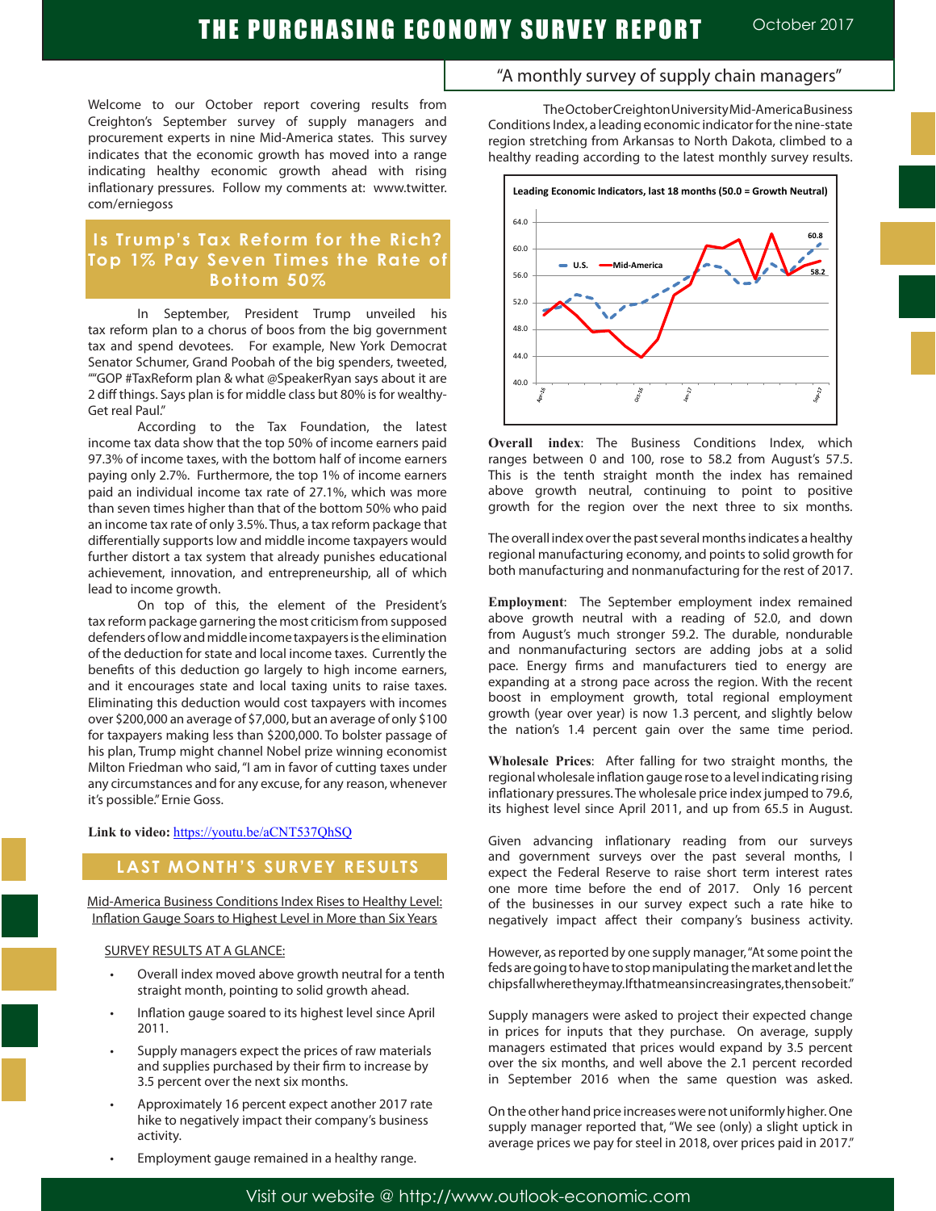# THE PURCHASING ECONOMY SURVEY REPORT

October 2017

"A monthly survey of supply chain managers"

Welcome to our October report covering results from Creighton's September survey of supply managers and procurement experts in nine Mid-America states. This survey indicates that the economic growth has moved into a range indicating healthy economic growth ahead with rising inflationary pressures. Follow my comments at: www.twitter.com/erniegoss

## Is Trump's Tax Reform for the Rich? Top 1% Pay Seven Times the Rate of Bottom 50%

In September, President Trump unveiled his tax reform plan to a chorus of boos from the big government tax and spend devotees. For example, New York Democrat Senator Schumer, Grand Poobah of the big spenders, tweeted, ""GOP #TaxReform plan & what @SpeakerRyan says about it are 2 diff things. Says plan is for middle class but 80% is for wealthy-Get real Paul."

According to the Tax Foundation, the latest income tax data show that the top 50% of income earners paid 97.3% of income taxes, with the bottom half of income earners paying only 2.7%. Furthermore, the top 1% of income earners paid an individual income tax rate of 27.1%, which was more than seven times higher than that of the bottom 50% who paid an income tax rate of only 3.5%. Thus, a tax reform package that differentially supports low and middle income taxpayers would further distort a tax system that already punishes educational achievement, innovation, and entrepreneurship, all of which lead to income growth.

On top of this, the element of the President's tax reform package garnering the most criticism from supposed defenders of low and middle income taxpayers is the elimination of the deduction for state and local income taxes. Currently the benefits of this deduction go largely to high income earners, and it encourages state and local taxing units to raise taxes. Eliminating this deduction would cost taxpayers with incomes over $200,000 an average of $7,000, but an average of only $100 for taxpayers making less than $200,000. To bolster passage of his plan, Trump might channel Nobel prize winning economist Milton Friedman who said, "I am in favor of cutting taxes under any circumstances and for any excuse, for any reason, whenever it's possible." Ernie Goss.

**Link to video:** https://youtu.be/aCNT537QhSQ

## LAST MONTH'S SURVEY RESULTS

Mid-America Business Conditions Index Rises to Healthy Level: Inflation Gauge Soars to Highest Level in More than Six Years

SURVEY RESULTS AT A GLANCE:

- Overall index moved above growth neutral for a tenth straight month, pointing to solid growth ahead.
- Inflation gauge soared to its highest level since April 2011.
- Supply managers expect the prices of raw materials and supplies purchased by their firm to increase by 3.5 percent over the next six months.
- Approximately 16 percent expect another 2017 rate hike to negatively impact their company's business activity.
- Employment gauge remained in a healthy range.

The October Creighton University Mid-America Business Conditions Index, a leading economic indicator for the nine-state region stretching from Arkansas to North Dakota, climbed to a healthy reading according to the latest monthly survey results.

**Leading Economic Indicators, last 18 months (50.0 = Growth Neutral)**

(Chart: U.S. and Mid-America; latest values U.S. 60.8, Mid-America 58.2; x-axis Apr-16, Oct-16, Jan-17, Sep-17; y-axis 40.0–64.0)

**Overall index**: The Business Conditions Index, which ranges between 0 and 100, rose to 58.2 from August's 57.5. This is the tenth straight month the index has remained above growth neutral, continuing to point to positive growth for the region over the next three to six months.

The overall index over the past several months indicates a healthy regional manufacturing economy, and points to solid growth for both manufacturing and nonmanufacturing for the rest of 2017.

**Employment**: The September employment index remained above growth neutral with a reading of 52.0, and down from August's much stronger 59.2. The durable, nondurable and nonmanufacturing sectors are adding jobs at a solid pace. Energy firms and manufacturers tied to energy are expanding at a strong pace across the region. With the recent boost in employment growth, total regional employment growth (year over year) is now 1.3 percent, and slightly below the nation's 1.4 percent gain over the same time period.

**Wholesale Prices**: After falling for two straight months, the regional wholesale inflation gauge rose to a level indicating rising inflationary pressures. The wholesale price index jumped to 79.6, its highest level since April 2011, and up from 65.5 in August.

Given advancing inflationary reading from our surveys and government surveys over the past several months, I expect the Federal Reserve to raise short term interest rates one more time before the end of 2017. Only 16 percent of the businesses in our survey expect such a rate hike to negatively impact affect their company's business activity.

However, as reported by one supply manager, "At some point the feds are going to have to stop manipulating the market and let the chips fall where they may. If that means increasing rates, then so be it."

Supply managers were asked to project their expected change in prices for inputs that they purchase. On average, supply managers estimated that prices would expand by 3.5 percent over the six months, and well above the 2.1 percent recorded in September 2016 when the same question was asked.

On the other hand price increases were not uniformly higher. One supply manager reported that, "We see (only) a slight uptick in average prices we pay for steel in 2018, over prices paid in 2017."

Visit our website @ http://www.outlook-economic.com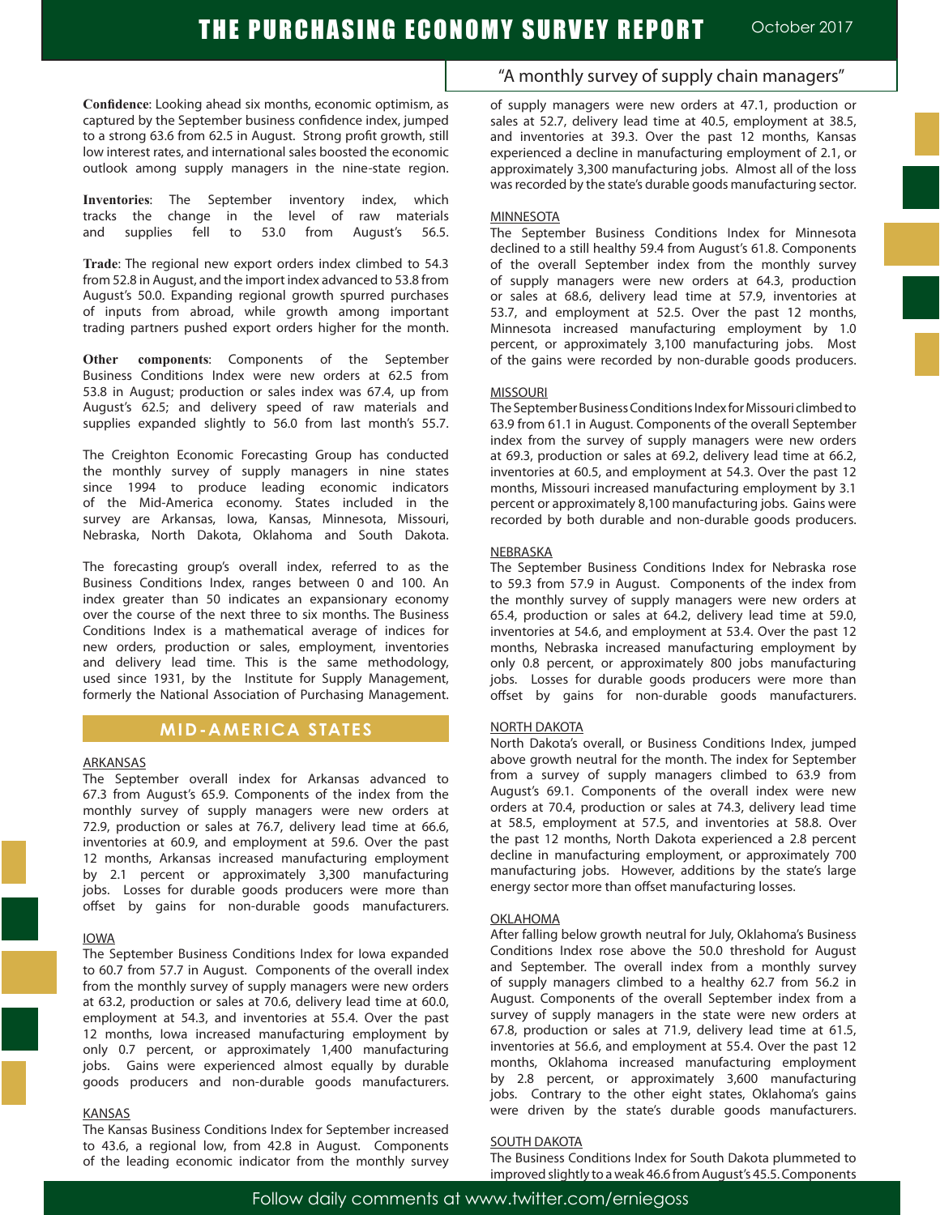**Confidence**: Looking ahead six months, economic optimism, as captured by the September business confidence index, jumped to a strong 63.6 from 62.5 in August. Strong profit growth, still low interest rates, and international sales boosted the economic outlook among supply managers in the nine-state region.

**Inventories**: The September inventory index, which tracks the change in the level of raw materials and supplies fell to 53.0 from August's 56.5.

**Trade**: The regional new export orders index climbed to 54.3 from 52.8 in August, and the import index advanced to 53.8 from August's 50.0. Expanding regional growth spurred purchases of inputs from abroad, while growth among important trading partners pushed export orders higher for the month.

**Other components**: Components of the September Business Conditions Index were new orders at 62.5 from 53.8 in August; production or sales index was 67.4, up from August's 62.5; and delivery speed of raw materials and supplies expanded slightly to 56.0 from last month's 55.7.

The Creighton Economic Forecasting Group has conducted the monthly survey of supply managers in nine states since 1994 to produce leading economic indicators of the Mid-America economy. States included in the survey are Arkansas, Iowa, Kansas, Minnesota, Missouri, Nebraska, North Dakota, Oklahoma and South Dakota.

The forecasting group's overall index, referred to as the Business Conditions Index, ranges between 0 and 100. An index greater than 50 indicates an expansionary economy over the course of the next three to six months. The Business Conditions Index is a mathematical average of indices for new orders, production or sales, employment, inventories and delivery lead time. This is the same methodology, used since 1931, by the Institute for Supply Management, formerly the National Association of Purchasing Management.

## MID-AMERICA STATES

### ARKANSAS

The September overall index for Arkansas advanced to 67.3 from August's 65.9. Components of the index from the monthly survey of supply managers were new orders at 72.9, production or sales at 76.7, delivery lead time at 66.6, inventories at 60.9, and employment at 59.6. Over the past 12 months, Arkansas increased manufacturing employment by 2.1 percent or approximately 3,300 manufacturing jobs. Losses for durable goods producers were more than offset by gains for non-durable goods manufacturers.

### IOWA

The September Business Conditions Index for Iowa expanded to 60.7 from 57.7 in August. Components of the overall index from the monthly survey of supply managers were new orders at 63.2, production or sales at 70.6, delivery lead time at 60.0, employment at 54.3, and inventories at 55.4. Over the past 12 months, Iowa increased manufacturing employment by only 0.7 percent, or approximately 1,400 manufacturing jobs. Gains were experienced almost equally by durable goods producers and non-durable goods manufacturers.

### KANSAS

The Kansas Business Conditions Index for September increased to 43.6, a regional low, from 42.8 in August. Components of the leading economic indicator from the monthly survey of supply managers were new orders at 47.1, production or sales at 52.7, delivery lead time at 40.5, employment at 38.5, and inventories at 39.3. Over the past 12 months, Kansas experienced a decline in manufacturing employment of 2.1, or approximately 3,300 manufacturing jobs. Almost all of the loss was recorded by the state's durable goods manufacturing sector.

### MINNESOTA

The September Business Conditions Index for Minnesota declined to a still healthy 59.4 from August's 61.8. Components of the overall September index from the monthly survey of supply managers were new orders at 64.3, production or sales at 68.6, delivery lead time at 57.9, inventories at 53.7, and employment at 52.5. Over the past 12 months, Minnesota increased manufacturing employment by 1.0 percent, or approximately 3,100 manufacturing jobs. Most of the gains were recorded by non-durable goods producers.

### MISSOURI

The September Business Conditions Index for Missouri climbed to 63.9 from 61.1 in August. Components of the overall September index from the survey of supply managers were new orders at 69.3, production or sales at 69.2, delivery lead time at 66.2, inventories at 60.5, and employment at 54.3. Over the past 12 months, Missouri increased manufacturing employment by 3.1 percent or approximately 8,100 manufacturing jobs. Gains were recorded by both durable and non-durable goods producers.

### NEBRASKA

The September Business Conditions Index for Nebraska rose to 59.3 from 57.9 in August. Components of the index from the monthly survey of supply managers were new orders at 65.4, production or sales at 64.2, delivery lead time at 59.0, inventories at 54.6, and employment at 53.4. Over the past 12 months, Nebraska increased manufacturing employment by only 0.8 percent, or approximately 800 jobs manufacturing jobs. Losses for durable goods producers were more than offset by gains for non-durable goods manufacturers.

### NORTH DAKOTA

North Dakota's overall, or Business Conditions Index, jumped above growth neutral for the month. The index for September from a survey of supply managers climbed to 63.9 from August's 69.1. Components of the overall index were new orders at 70.4, production or sales at 74.3, delivery lead time at 58.5, employment at 57.5, and inventories at 58.8. Over the past 12 months, North Dakota experienced a 2.8 percent decline in manufacturing employment, or approximately 700 manufacturing jobs. However, additions by the state's large energy sector more than offset manufacturing losses.

### OKLAHOMA

After falling below growth neutral for July, Oklahoma's Business Conditions Index rose above the 50.0 threshold for August and September. The overall index from a monthly survey of supply managers climbed to a healthy 62.7 from 56.2 in August. Components of the overall September index from a survey of supply managers in the state were new orders at 67.8, production or sales at 71.9, delivery lead time at 61.5, inventories at 56.6, and employment at 55.4. Over the past 12 months, Oklahoma increased manufacturing employment by 2.8 percent, or approximately 3,600 manufacturing jobs. Contrary to the other eight states, Oklahoma's gains were driven by the state's durable goods manufacturers.

### SOUTH DAKOTA

The Business Conditions Index for South Dakota plummeted to improved slightly to a weak 46.6 from August's 45.5. Components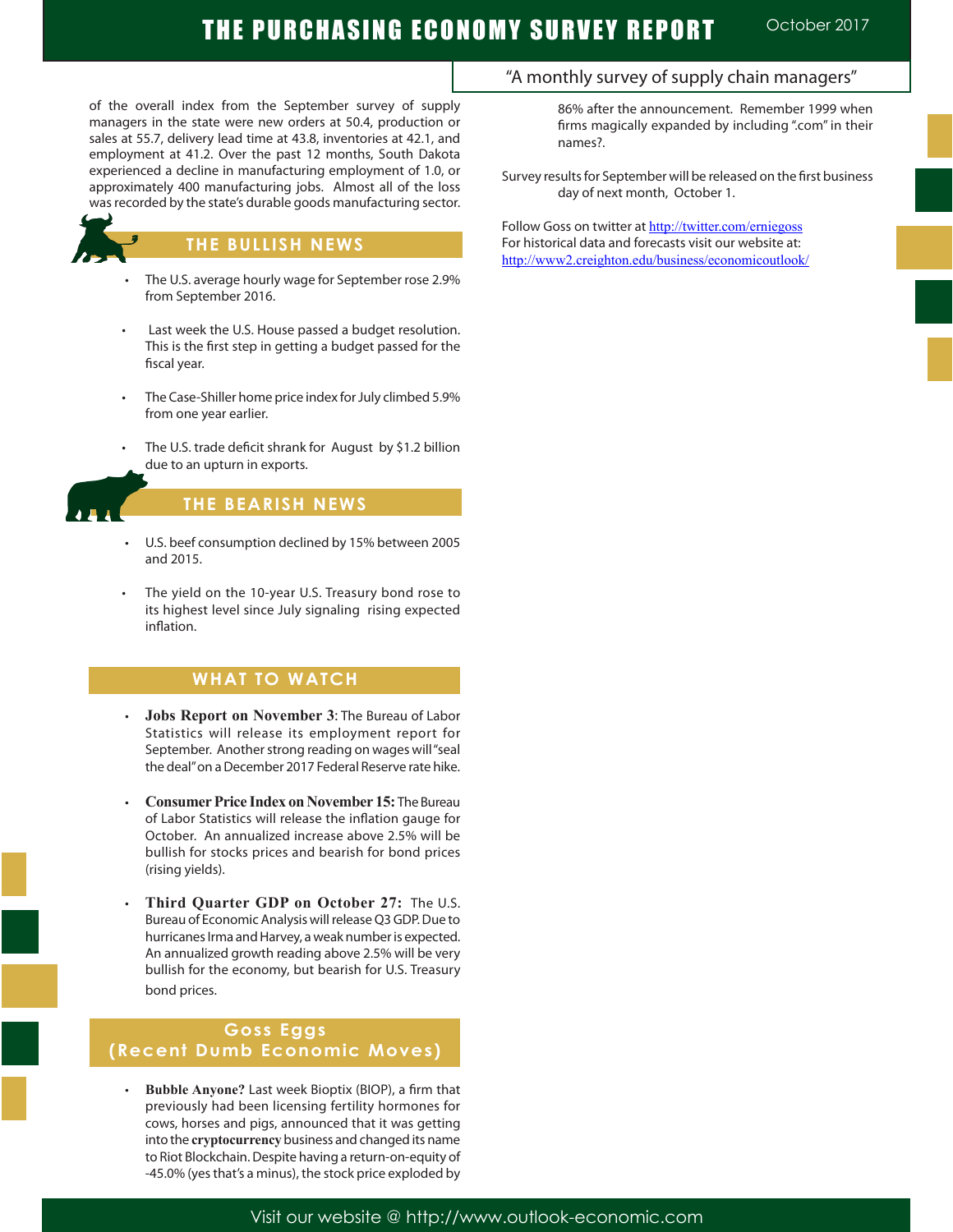of the overall index from the September survey of supply managers in the state were new orders at 50.4, production or sales at 55.7, delivery lead time at 43.8, inventories at 42.1, and employment at 41.2. Over the past 12 months, South Dakota experienced a decline in manufacturing employment of 1.0, or approximately 400 manufacturing jobs. Almost all of the loss was recorded by the state's durable goods manufacturing sector.

## THE BULLISH NEWS

- The U.S. average hourly wage for September rose 2.9% from September 2016.
- Last week the U.S. House passed a budget resolution. This is the first step in getting a budget passed for the fiscal year.
- The Case-Shiller home price index for July climbed 5.9% from one year earlier.
- The U.S. trade deficit shrank for August by $1.2 billion due to an upturn in exports.

## THE BEARISH NEWS

- U.S. beef consumption declined by 15% between 2005 and 2015.
- The yield on the 10-year U.S. Treasury bond rose to its highest level since July signaling rising expected inflation.

## WHAT TO WATCH

- **Jobs Report on November 3**: The Bureau of Labor Statistics will release its employment report for September. Another strong reading on wages will "seal the deal" on a December 2017 Federal Reserve rate hike.
- **Consumer Price Index on November 15:** The Bureau of Labor Statistics will release the inflation gauge for October. An annualized increase above 2.5% will be bullish for stocks prices and bearish for bond prices (rising yields).
- **Third Quarter GDP on October 27:** The U.S. Bureau of Economic Analysis will release Q3 GDP. Due to hurricanes Irma and Harvey, a weak number is expected. An annualized growth reading above 2.5% will be very bullish for the economy, but bearish for U.S. Treasury bond prices.

## Goss Eggs (Recent Dumb Economic Moves)

- **Bubble Anyone?** Last week Bioptix (BIOP), a firm that previously had been licensing fertility hormones for cows, horses and pigs, announced that it was getting into the **cryptocurrency** business and changed its name to Riot Blockchain. Despite having a return-on-equity of -45.0% (yes that's a minus), the stock price exploded by 86% after the announcement. Remember 1999 when firms magically expanded by including ".com" in their names?.

Survey results for September will be released on the first business day of next month, October 1.

Follow Goss on twitter at http://twitter.com/erniegoss
For historical data and forecasts visit our website at:
http://www2.creighton.edu/business/economicoutlook/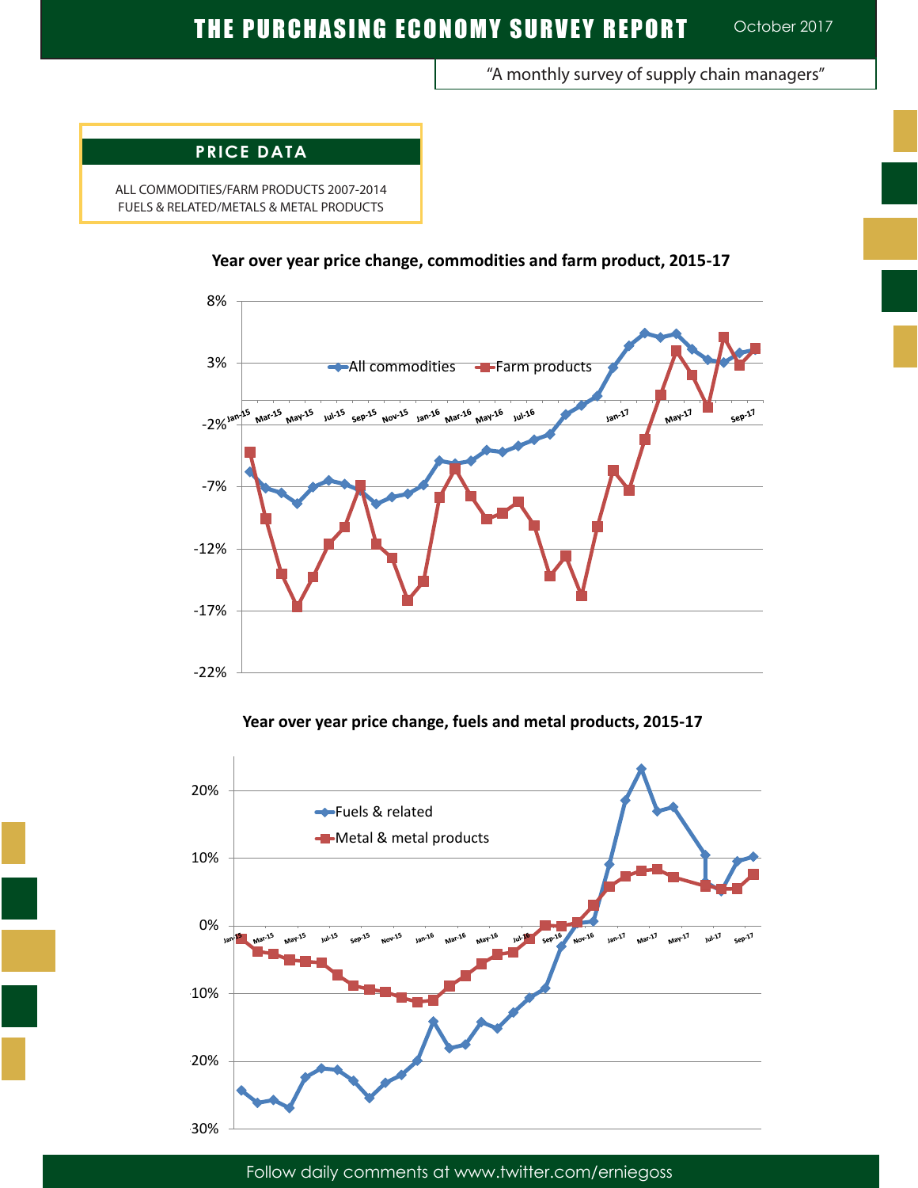# THE PURCHASING ECONOMY SURVEY REPORT

October 2017

"A monthly survey of supply chain managers"

## PRICE DATA

ALL COMMODITIES/FARM PRODUCTS 2007-2014
FUELS & RELATED/METALS & METAL PRODUCTS

**Year over year price change, commodities and farm product, 2015-17**

8%
3%
-2%
-7%
-12%
-17%
-22%

All commodities
Farm products

Jan-15 Mar-15 May-15 Jul-15 Sep-15 Nov-15 Jan-16 Mar-16 May-16 Jul-16 Jan-17 May-17 Sep-17

**Year over year price change, fuels and metal products, 2015-17**

20%
10%
0%
10%
20%
30%

Fuels & related
Metal & metal products

Jan-15 Mar-15 May-15 Jul-15 Sep-15 Nov-15 Jan-16 Mar-16 May-16 Jul-16 Sep-16 Nov-16 Jan-17 Mar-17 May-17 Jul-17 Sep-17

Follow daily comments at www.twitter.com/erniegoss